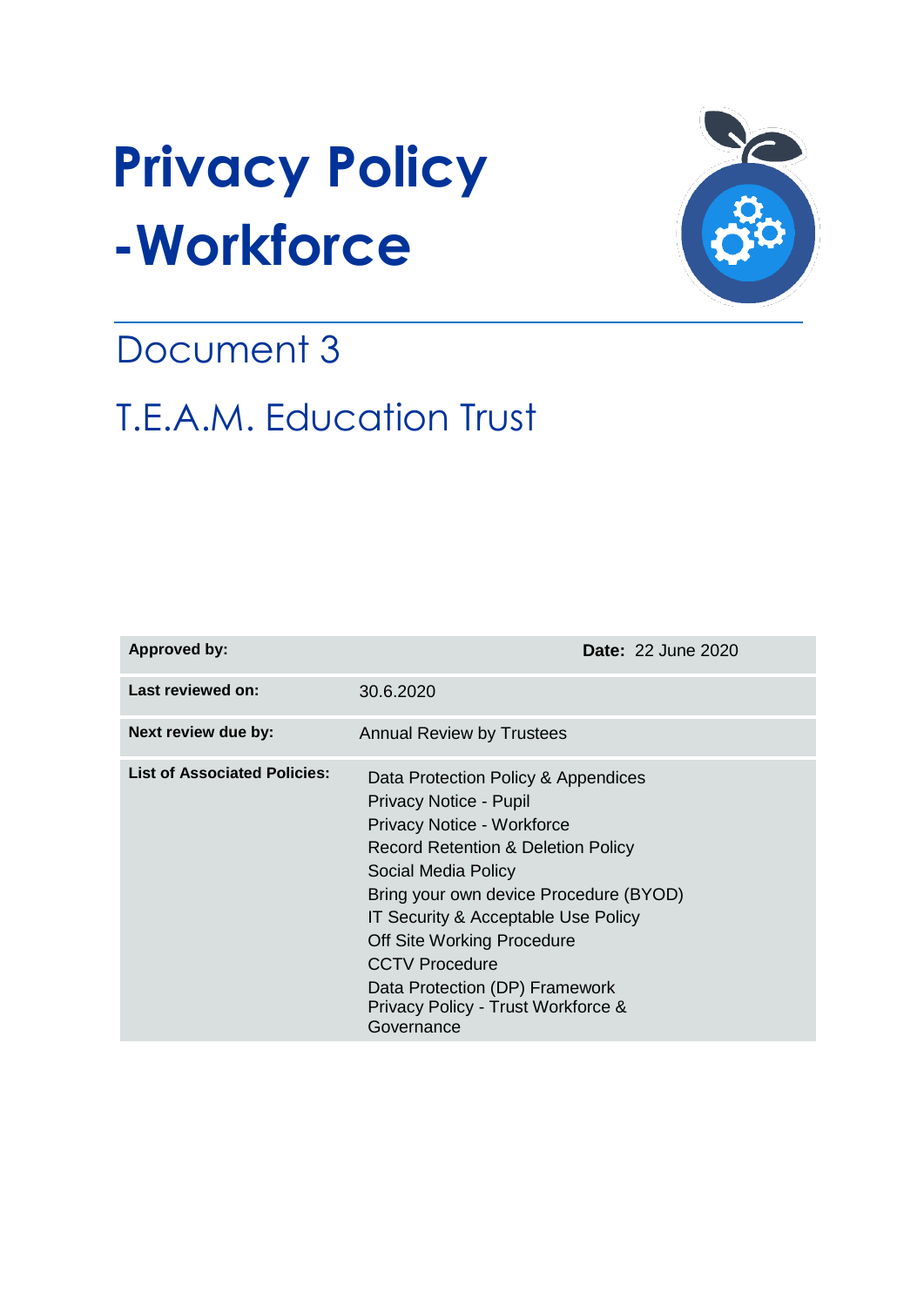# Privacy Policy -Workforce

## Document 3

## T.E.A.M. Education Trust

| Approved by: | **Date:** 22 June 2020 |
|---|---|
| **Last reviewed on:** | 30.6.2020 |
| **Next review due by:** | Annual Review by Trustees |
| **List of Associated Policies:** | Data Protection Policy & Appendices<br>Privacy Notice - Pupil<br>Privacy Notice - Workforce<br>Record Retention & Deletion Policy<br>Social Media Policy<br>Bring your own device Procedure (BYOD)<br>IT Security & Acceptable Use Policy<br>Off Site Working Procedure<br>CCTV Procedure<br>Data Protection (DP) Framework<br>Privacy Policy - Trust Workforce & Governance |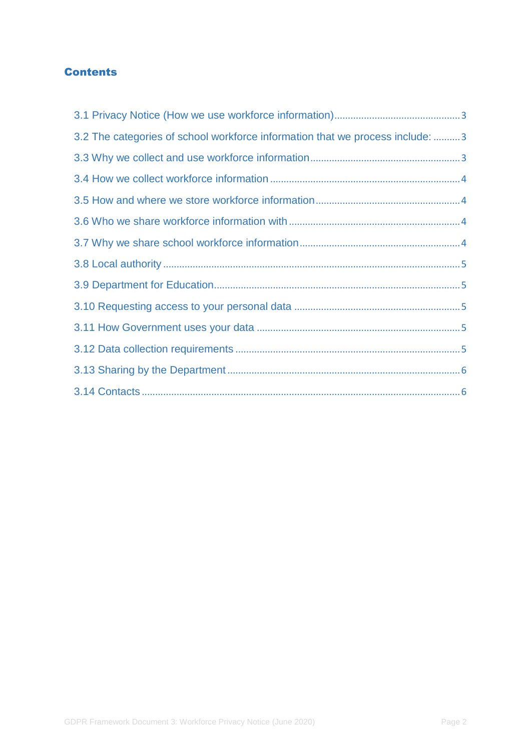## Contents

3.1 Privacy Notice (How we use workforce information) ............................................. 3

3.2 The categories of school workforce information that we process include: .......... 3

3.3 Why we collect and use workforce information ...................................................... 3

3.4 How we collect workforce information ..................................................................... 4

3.5 How and where we store workforce information .................................................... 4

3.6 Who we share workforce information with .............................................................. 4

3.7 Why we share school workforce information ........................................................... 4

3.8 Local authority .............................................................................................................. 5

3.9 Department for Education ........................................................................................... 5

3.10 Requesting access to your personal data ............................................................. 5

3.11 How Government uses your data ........................................................................... 5

3.12 Data collection requirements .................................................................................. 5

3.13 Sharing by the Department ...................................................................................... 6

3.14 Contacts ..................................................................................................................... 6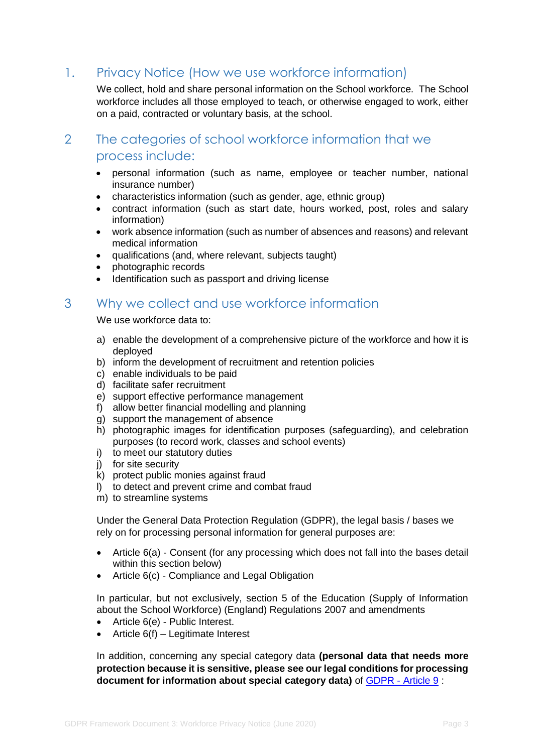## 1. Privacy Notice (How we use workforce information)

We collect, hold and share personal information on the School workforce. The School workforce includes all those employed to teach, or otherwise engaged to work, either on a paid, contracted or voluntary basis, at the school.

## 2 The categories of school workforce information that we process include:

- personal information (such as name, employee or teacher number, national insurance number)
- characteristics information (such as gender, age, ethnic group)
- contract information (such as start date, hours worked, post, roles and salary information)
- work absence information (such as number of absences and reasons) and relevant medical information
- qualifications (and, where relevant, subjects taught)
- photographic records
- Identification such as passport and driving license

## 3 Why we collect and use workforce information

We use workforce data to:

a) enable the development of a comprehensive picture of the workforce and how it is deployed
b) inform the development of recruitment and retention policies
c) enable individuals to be paid
d) facilitate safer recruitment
e) support effective performance management
f) allow better financial modelling and planning
g) support the management of absence
h) photographic images for identification purposes (safeguarding), and celebration purposes (to record work, classes and school events)
i) to meet our statutory duties
j) for site security
k) protect public monies against fraud
l) to detect and prevent crime and combat fraud
m) to streamline systems

Under the General Data Protection Regulation (GDPR), the legal basis / bases we rely on for processing personal information for general purposes are:

- Article 6(a) - Consent (for any processing which does not fall into the bases detail within this section below)
- Article 6(c) - Compliance and Legal Obligation

In particular, but not exclusively, section 5 of the Education (Supply of Information about the School Workforce) (England) Regulations 2007 and amendments

- Article 6(e) - Public Interest.
- Article 6(f) – Legitimate Interest

In addition, concerning any special category data **(personal data that needs more protection because it is sensitive, please see our legal conditions for processing document for information about special category data)** of [GDPR - Article 9](GDPR - Article 9) :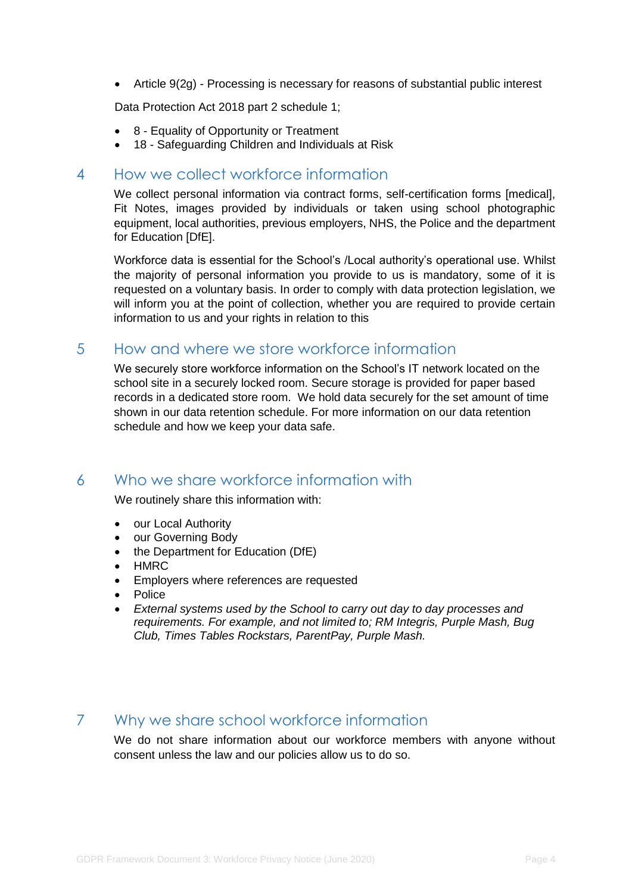- Article 9(2g) - Processing is necessary for reasons of substantial public interest

Data Protection Act 2018 part 2 schedule 1;

- 8 - Equality of Opportunity or Treatment
- 18 - Safeguarding Children and Individuals at Risk

## 4 How we collect workforce information

We collect personal information via contract forms, self-certification forms [medical], Fit Notes, images provided by individuals or taken using school photographic equipment, local authorities, previous employers, NHS, the Police and the department for Education [DfE].

Workforce data is essential for the School's /Local authority's operational use. Whilst the majority of personal information you provide to us is mandatory, some of it is requested on a voluntary basis. In order to comply with data protection legislation, we will inform you at the point of collection, whether you are required to provide certain information to us and your rights in relation to this

## 5 How and where we store workforce information

We securely store workforce information on the School's IT network located on the school site in a securely locked room. Secure storage is provided for paper based records in a dedicated store room. We hold data securely for the set amount of time shown in our data retention schedule. For more information on our data retention schedule and how we keep your data safe.

## 6 Who we share workforce information with

We routinely share this information with:

- our Local Authority
- our Governing Body
- the Department for Education (DfE)
- HMRC
- Employers where references are requested
- Police
- *External systems used by the School to carry out day to day processes and requirements. For example, and not limited to; RM Integris, Purple Mash, Bug Club, Times Tables Rockstars, ParentPay, Purple Mash.*

## 7 Why we share school workforce information

We do not share information about our workforce members with anyone without consent unless the law and our policies allow us to do so.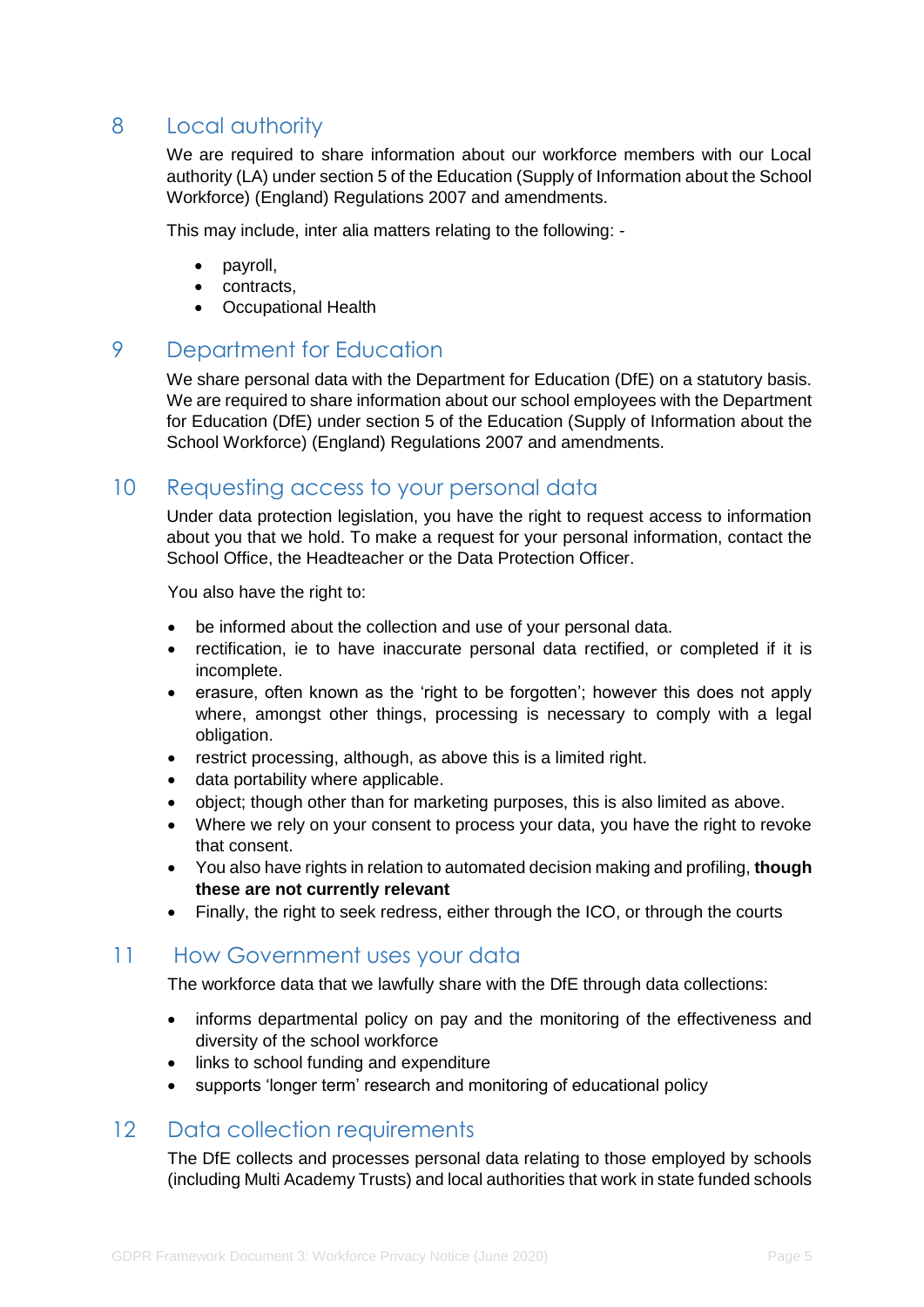## 8 Local authority

We are required to share information about our workforce members with our Local authority (LA) under section 5 of the Education (Supply of Information about the School Workforce) (England) Regulations 2007 and amendments.

This may include, inter alia matters relating to the following: -

- payroll,
- contracts,
- Occupational Health

## 9 Department for Education

We share personal data with the Department for Education (DfE) on a statutory basis. We are required to share information about our school employees with the Department for Education (DfE) under section 5 of the Education (Supply of Information about the School Workforce) (England) Regulations 2007 and amendments.

## 10 Requesting access to your personal data

Under data protection legislation, you have the right to request access to information about you that we hold. To make a request for your personal information, contact the School Office, the Headteacher or the Data Protection Officer.

You also have the right to:

- be informed about the collection and use of your personal data.
- rectification, ie to have inaccurate personal data rectified, or completed if it is incomplete.
- erasure, often known as the 'right to be forgotten'; however this does not apply where, amongst other things, processing is necessary to comply with a legal obligation.
- restrict processing, although, as above this is a limited right.
- data portability where applicable.
- object; though other than for marketing purposes, this is also limited as above.
- Where we rely on your consent to process your data, you have the right to revoke that consent.
- You also have rights in relation to automated decision making and profiling, **though these are not currently relevant**
- Finally, the right to seek redress, either through the ICO, or through the courts

## 11 How Government uses your data

The workforce data that we lawfully share with the DfE through data collections:

- informs departmental policy on pay and the monitoring of the effectiveness and diversity of the school workforce
- links to school funding and expenditure
- supports 'longer term' research and monitoring of educational policy

## 12 Data collection requirements

The DfE collects and processes personal data relating to those employed by schools (including Multi Academy Trusts) and local authorities that work in state funded schools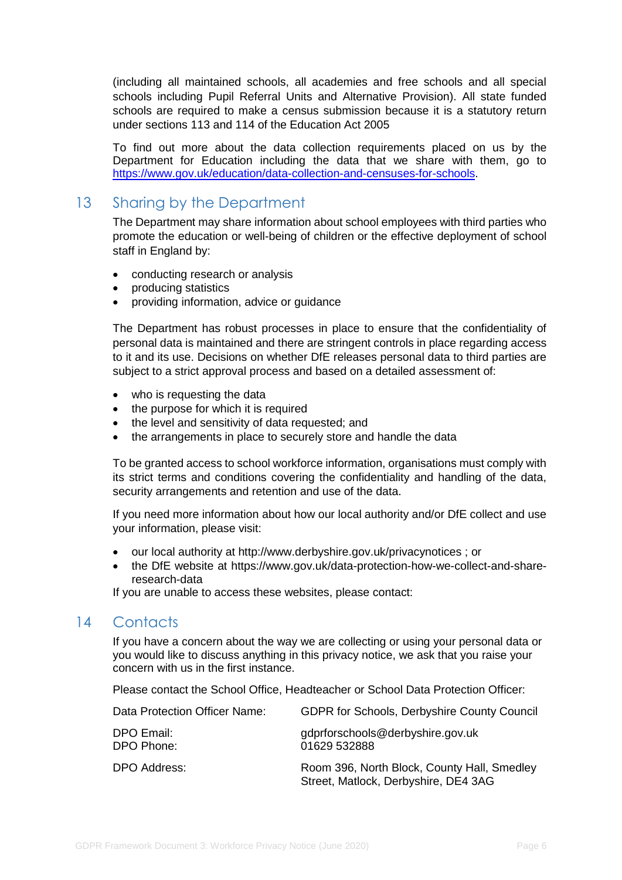(including all maintained schools, all academies and free schools and all special schools including Pupil Referral Units and Alternative Provision). All state funded schools are required to make a census submission because it is a statutory return under sections 113 and 114 of the Education Act 2005

To find out more about the data collection requirements placed on us by the Department for Education including the data that we share with them, go to https://www.gov.uk/education/data-collection-and-censuses-for-schools.

## 13 Sharing by the Department

The Department may share information about school employees with third parties who promote the education or well-being of children or the effective deployment of school staff in England by:

- conducting research or analysis
- producing statistics
- providing information, advice or guidance

The Department has robust processes in place to ensure that the confidentiality of personal data is maintained and there are stringent controls in place regarding access to it and its use. Decisions on whether DfE releases personal data to third parties are subject to a strict approval process and based on a detailed assessment of:

- who is requesting the data
- the purpose for which it is required
- the level and sensitivity of data requested; and
- the arrangements in place to securely store and handle the data

To be granted access to school workforce information, organisations must comply with its strict terms and conditions covering the confidentiality and handling of the data, security arrangements and retention and use of the data.

If you need more information about how our local authority and/or DfE collect and use your information, please visit:

- our local authority at http://www.derbyshire.gov.uk/privacynotices ; or
- the DfE website at https://www.gov.uk/data-protection-how-we-collect-and-share-research-data

If you are unable to access these websites, please contact:

## 14 Contacts

If you have a concern about the way we are collecting or using your personal data or you would like to discuss anything in this privacy notice, we ask that you raise your concern with us in the first instance.

Please contact the School Office, Headteacher or School Data Protection Officer:

| | |
|---|---|
| Data Protection Officer Name: | GDPR for Schools, Derbyshire County Council |
| DPO Email: | gdprforschools@derbyshire.gov.uk |
| DPO Phone: | 01629 532888 |
| DPO Address: | Room 396, North Block, County Hall, Smedley Street, Matlock, Derbyshire, DE4 3AG |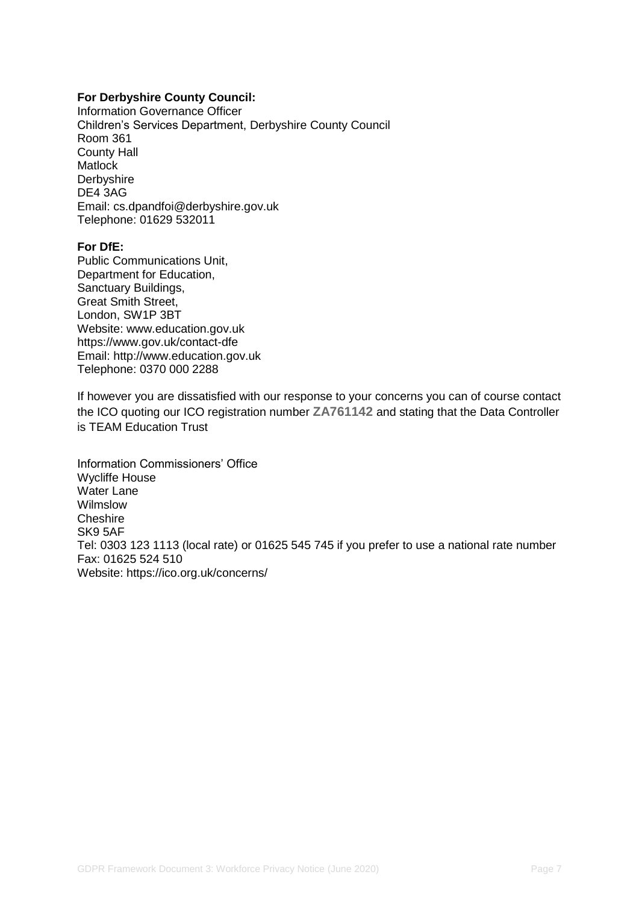**For Derbyshire County Council:**
Information Governance Officer
Children's Services Department, Derbyshire County Council
Room 361
County Hall
Matlock
Derbyshire
DE4 3AG
Email: cs.dpandfoi@derbyshire.gov.uk
Telephone: 01629 532011

**For DfE:**
Public Communications Unit,
Department for Education,
Sanctuary Buildings,
Great Smith Street,
London, SW1P 3BT
Website: www.education.gov.uk
https://www.gov.uk/contact-dfe
Email: http://www.education.gov.uk
Telephone: 0370 000 2288

If however you are dissatisfied with our response to your concerns you can of course contact the ICO quoting our ICO registration number **ZA761142** and stating that the Data Controller is TEAM Education Trust

Information Commissioners' Office
Wycliffe House
Water Lane
Wilmslow
Cheshire
SK9 5AF
Tel: 0303 123 1113 (local rate) or 01625 545 745 if you prefer to use a national rate number
Fax: 01625 524 510
Website: https://ico.org.uk/concerns/